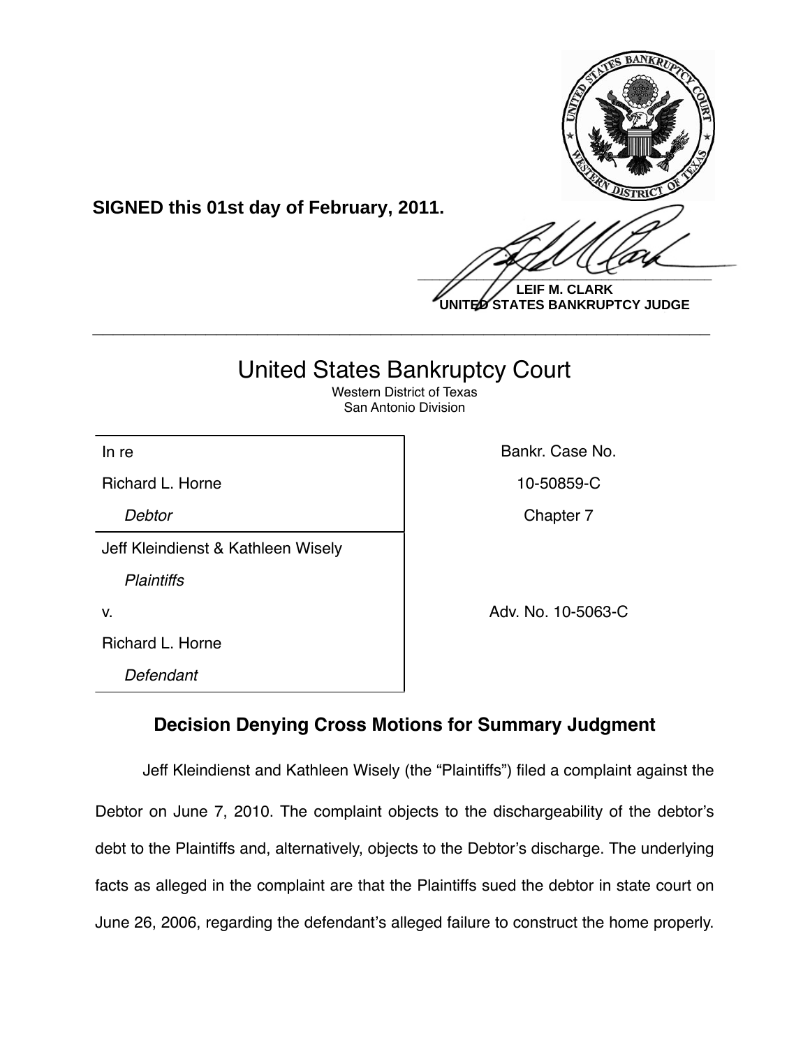**SIGNED this 01st day of February, 2011.**

**LEIF M. CLARK**
**UNITED STATES BANKRUPTCY JUDGE**

---

# United States Bankruptcy Court

Western District of Texas
San Antonio Division

| In re | Bankr. Case No. |
| --- | --- |
| Richard L. Horne | 10-50859-C |
| *Debtor* | Chapter 7 |
| Jeff Kleindienst & Kathleen Wisely | |
| *Plaintiffs* | |
| v. | Adv. No. 10-5063-C |
| Richard L. Horne | |
| *Defendant* | |

## Decision Denying Cross Motions for Summary Judgment

Jeff Kleindienst and Kathleen Wisely (the "Plaintiffs") filed a complaint against the Debtor on June 7, 2010. The complaint objects to the dischargeability of the debtor's debt to the Plaintiffs and, alternatively, objects to the Debtor's discharge. The underlying facts as alleged in the complaint are that the Plaintiffs sued the debtor in state court on June 26, 2006, regarding the defendant's alleged failure to construct the home properly.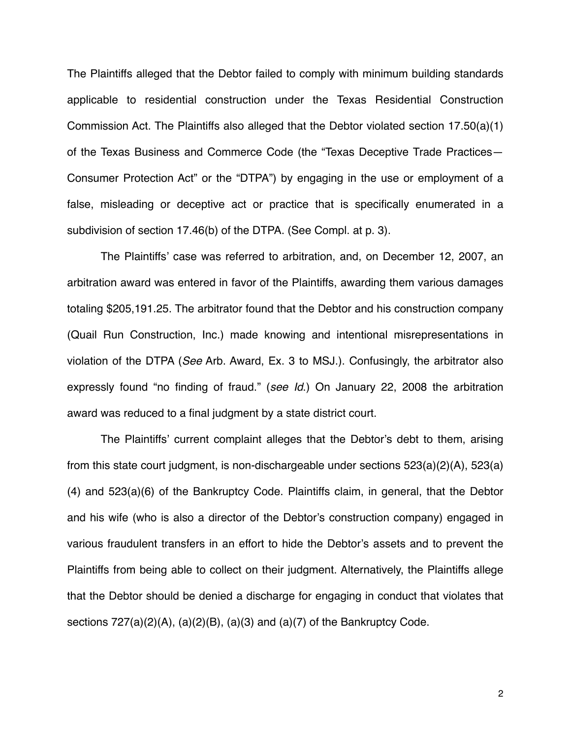The Plaintiffs alleged that the Debtor failed to comply with minimum building standards applicable to residential construction under the Texas Residential Construction Commission Act. The Plaintiffs also alleged that the Debtor violated section 17.50(a)(1) of the Texas Business and Commerce Code (the "Texas Deceptive Trade Practices—Consumer Protection Act" or the "DTPA") by engaging in the use or employment of a false, misleading or deceptive act or practice that is specifically enumerated in a subdivision of section 17.46(b) of the DTPA. (See Compl. at p. 3).

The Plaintiffs' case was referred to arbitration, and, on December 12, 2007, an arbitration award was entered in favor of the Plaintiffs, awarding them various damages totaling $205,191.25. The arbitrator found that the Debtor and his construction company (Quail Run Construction, Inc.) made knowing and intentional misrepresentations in violation of the DTPA (*See* Arb. Award, Ex. 3 to MSJ.). Confusingly, the arbitrator also expressly found "no finding of fraud." (*see Id.*) On January 22, 2008 the arbitration award was reduced to a final judgment by a state district court.

The Plaintiffs' current complaint alleges that the Debtor's debt to them, arising from this state court judgment, is non-dischargeable under sections 523(a)(2)(A), 523(a)(4) and 523(a)(6) of the Bankruptcy Code. Plaintiffs claim, in general, that the Debtor and his wife (who is also a director of the Debtor's construction company) engaged in various fraudulent transfers in an effort to hide the Debtor's assets and to prevent the Plaintiffs from being able to collect on their judgment. Alternatively, the Plaintiffs allege that the Debtor should be denied a discharge for engaging in conduct that violates that sections 727(a)(2)(A), (a)(2)(B), (a)(3) and (a)(7) of the Bankruptcy Code.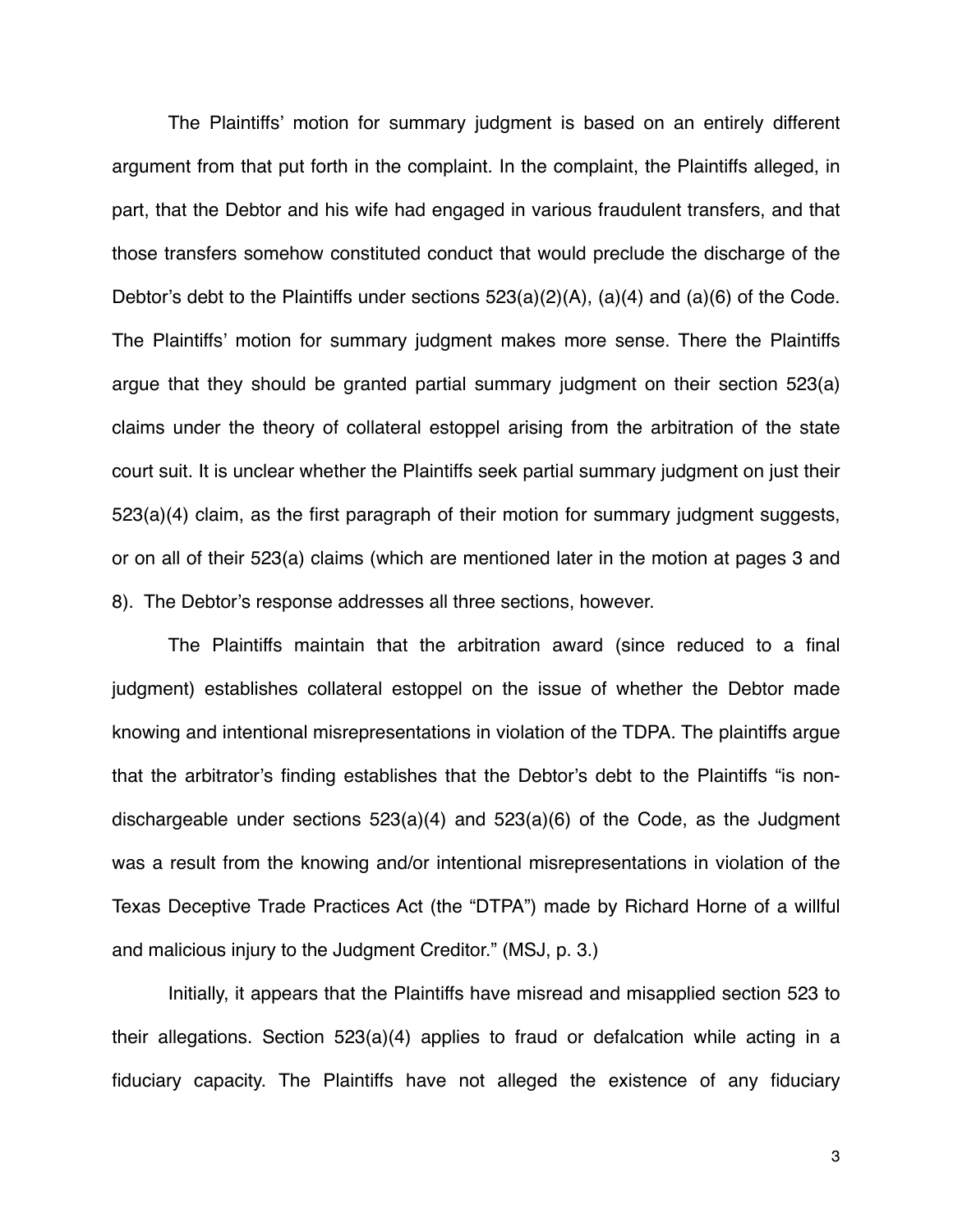The Plaintiffs' motion for summary judgment is based on an entirely different argument from that put forth in the complaint. In the complaint, the Plaintiffs alleged, in part, that the Debtor and his wife had engaged in various fraudulent transfers, and that those transfers somehow constituted conduct that would preclude the discharge of the Debtor's debt to the Plaintiffs under sections 523(a)(2)(A), (a)(4) and (a)(6) of the Code. The Plaintiffs' motion for summary judgment makes more sense. There the Plaintiffs argue that they should be granted partial summary judgment on their section 523(a) claims under the theory of collateral estoppel arising from the arbitration of the state court suit. It is unclear whether the Plaintiffs seek partial summary judgment on just their 523(a)(4) claim, as the first paragraph of their motion for summary judgment suggests, or on all of their 523(a) claims (which are mentioned later in the motion at pages 3 and 8). The Debtor's response addresses all three sections, however.

The Plaintiffs maintain that the arbitration award (since reduced to a final judgment) establishes collateral estoppel on the issue of whether the Debtor made knowing and intentional misrepresentations in violation of the TDPA. The plaintiffs argue that the arbitrator's finding establishes that the Debtor's debt to the Plaintiffs "is non-dischargeable under sections 523(a)(4) and 523(a)(6) of the Code, as the Judgment was a result from the knowing and/or intentional misrepresentations in violation of the Texas Deceptive Trade Practices Act (the "DTPA") made by Richard Horne of a willful and malicious injury to the Judgment Creditor." (MSJ, p. 3.)

Initially, it appears that the Plaintiffs have misread and misapplied section 523 to their allegations. Section 523(a)(4) applies to fraud or defalcation while acting in a fiduciary capacity. The Plaintiffs have not alleged the existence of any fiduciary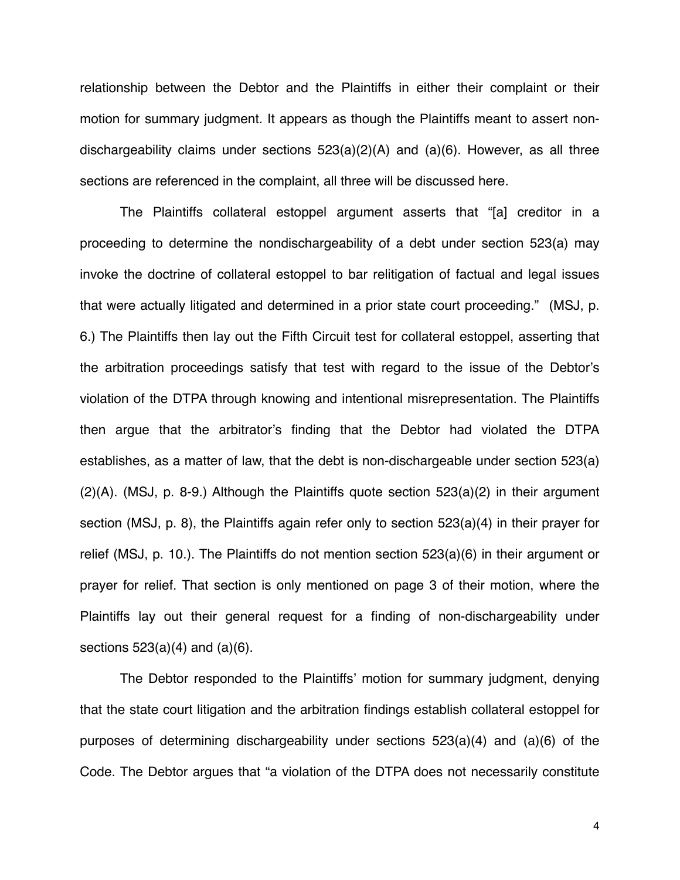relationship between the Debtor and the Plaintiffs in either their complaint or their motion for summary judgment. It appears as though the Plaintiffs meant to assert non-dischargeability claims under sections 523(a)(2)(A) and (a)(6). However, as all three sections are referenced in the complaint, all three will be discussed here.

The Plaintiffs collateral estoppel argument asserts that "[a] creditor in a proceeding to determine the nondischargeability of a debt under section 523(a) may invoke the doctrine of collateral estoppel to bar relitigation of factual and legal issues that were actually litigated and determined in a prior state court proceeding." (MSJ, p. 6.) The Plaintiffs then lay out the Fifth Circuit test for collateral estoppel, asserting that the arbitration proceedings satisfy that test with regard to the issue of the Debtor's violation of the DTPA through knowing and intentional misrepresentation. The Plaintiffs then argue that the arbitrator's finding that the Debtor had violated the DTPA establishes, as a matter of law, that the debt is non-dischargeable under section 523(a)(2)(A). (MSJ, p. 8-9.) Although the Plaintiffs quote section 523(a)(2) in their argument section (MSJ, p. 8), the Plaintiffs again refer only to section 523(a)(4) in their prayer for relief (MSJ, p. 10.). The Plaintiffs do not mention section 523(a)(6) in their argument or prayer for relief. That section is only mentioned on page 3 of their motion, where the Plaintiffs lay out their general request for a finding of non-dischargeability under sections 523(a)(4) and (a)(6).

The Debtor responded to the Plaintiffs' motion for summary judgment, denying that the state court litigation and the arbitration findings establish collateral estoppel for purposes of determining dischargeability under sections 523(a)(4) and (a)(6) of the Code. The Debtor argues that "a violation of the DTPA does not necessarily constitute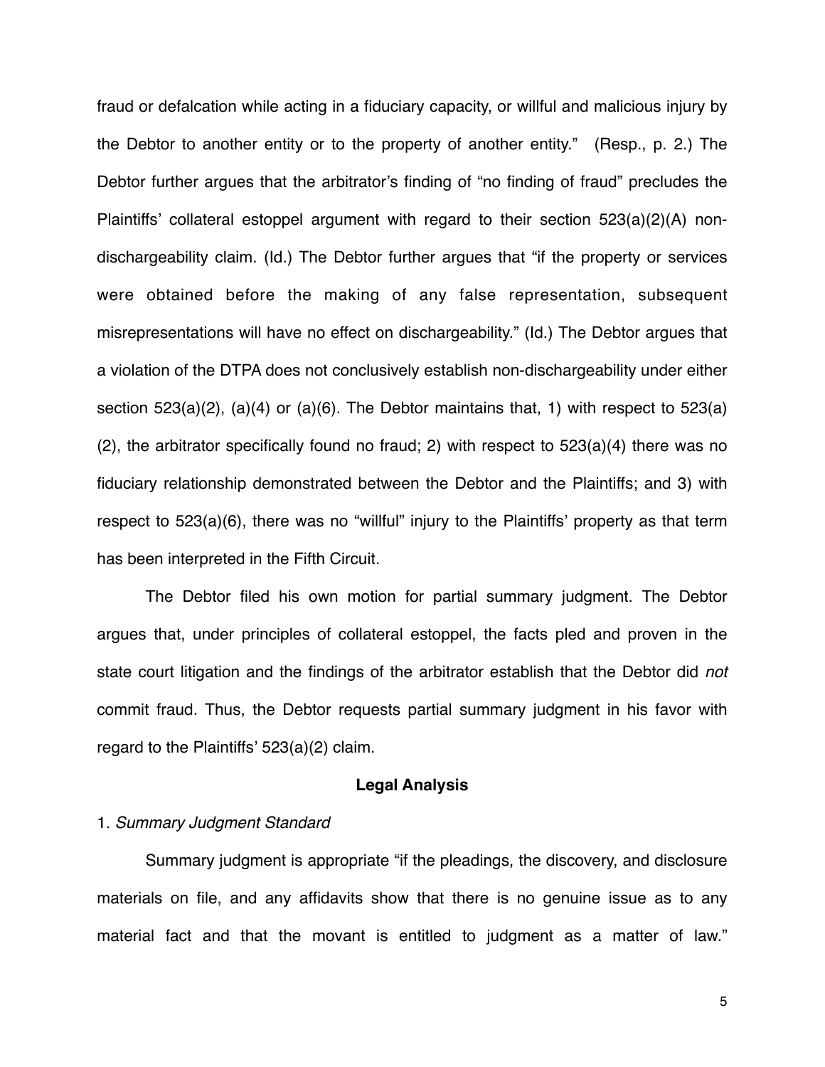fraud or defalcation while acting in a fiduciary capacity, or willful and malicious injury by the Debtor to another entity or to the property of another entity." (Resp., p. 2.) The Debtor further argues that the arbitrator's finding of "no finding of fraud" precludes the Plaintiffs' collateral estoppel argument with regard to their section 523(a)(2)(A) non-dischargeability claim. (Id.) The Debtor further argues that "if the property or services were obtained before the making of any false representation, subsequent misrepresentations will have no effect on dischargeability." (Id.) The Debtor argues that a violation of the DTPA does not conclusively establish non-dischargeability under either section 523(a)(2), (a)(4) or (a)(6). The Debtor maintains that, 1) with respect to 523(a)(2), the arbitrator specifically found no fraud; 2) with respect to 523(a)(4) there was no fiduciary relationship demonstrated between the Debtor and the Plaintiffs; and 3) with respect to 523(a)(6), there was no "willful" injury to the Plaintiffs' property as that term has been interpreted in the Fifth Circuit.

The Debtor filed his own motion for partial summary judgment. The Debtor argues that, under principles of collateral estoppel, the facts pled and proven in the state court litigation and the findings of the arbitrator establish that the Debtor did *not* commit fraud. Thus, the Debtor requests partial summary judgment in his favor with regard to the Plaintiffs' 523(a)(2) claim.

## Legal Analysis

1. *Summary Judgment Standard*

Summary judgment is appropriate "if the pleadings, the discovery, and disclosure materials on file, and any affidavits show that there is no genuine issue as to any material fact and that the movant is entitled to judgment as a matter of law."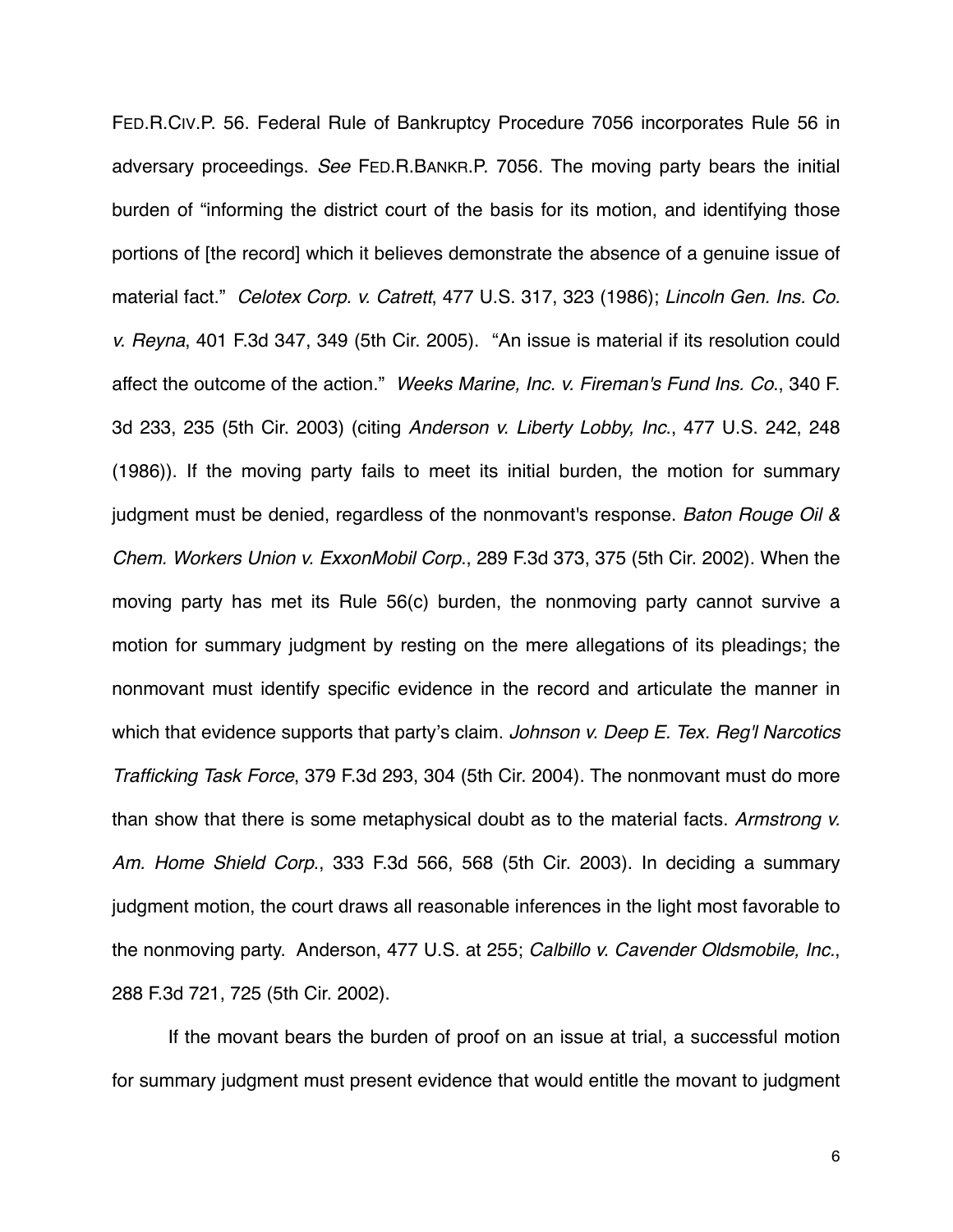FED.R.CIV.P. 56. Federal Rule of Bankruptcy Procedure 7056 incorporates Rule 56 in adversary proceedings. *See* FED.R.BANKR.P. 7056. The moving party bears the initial burden of "informing the district court of the basis for its motion, and identifying those portions of [the record] which it believes demonstrate the absence of a genuine issue of material fact." *Celotex Corp. v. Catrett*, 477 U.S. 317, 323 (1986); *Lincoln Gen. Ins. Co. v. Reyna*, 401 F.3d 347, 349 (5th Cir. 2005). "An issue is material if its resolution could affect the outcome of the action." *Weeks Marine, Inc. v. Fireman's Fund Ins. Co.*, 340 F.3d 233, 235 (5th Cir. 2003) (citing *Anderson v. Liberty Lobby, Inc.*, 477 U.S. 242, 248 (1986)). If the moving party fails to meet its initial burden, the motion for summary judgment must be denied, regardless of the nonmovant's response. *Baton Rouge Oil & Chem. Workers Union v. ExxonMobil Corp.*, 289 F.3d 373, 375 (5th Cir. 2002). When the moving party has met its Rule 56(c) burden, the nonmoving party cannot survive a motion for summary judgment by resting on the mere allegations of its pleadings; the nonmovant must identify specific evidence in the record and articulate the manner in which that evidence supports that party's claim. *Johnson v. Deep E. Tex. Reg'l Narcotics Trafficking Task Force*, 379 F.3d 293, 304 (5th Cir. 2004). The nonmovant must do more than show that there is some metaphysical doubt as to the material facts. *Armstrong v. Am. Home Shield Corp.*, 333 F.3d 566, 568 (5th Cir. 2003). In deciding a summary judgment motion, the court draws all reasonable inferences in the light most favorable to the nonmoving party. Anderson, 477 U.S. at 255; *Calbillo v. Cavender Oldsmobile, Inc.*, 288 F.3d 721, 725 (5th Cir. 2002).

If the movant bears the burden of proof on an issue at trial, a successful motion for summary judgment must present evidence that would entitle the movant to judgment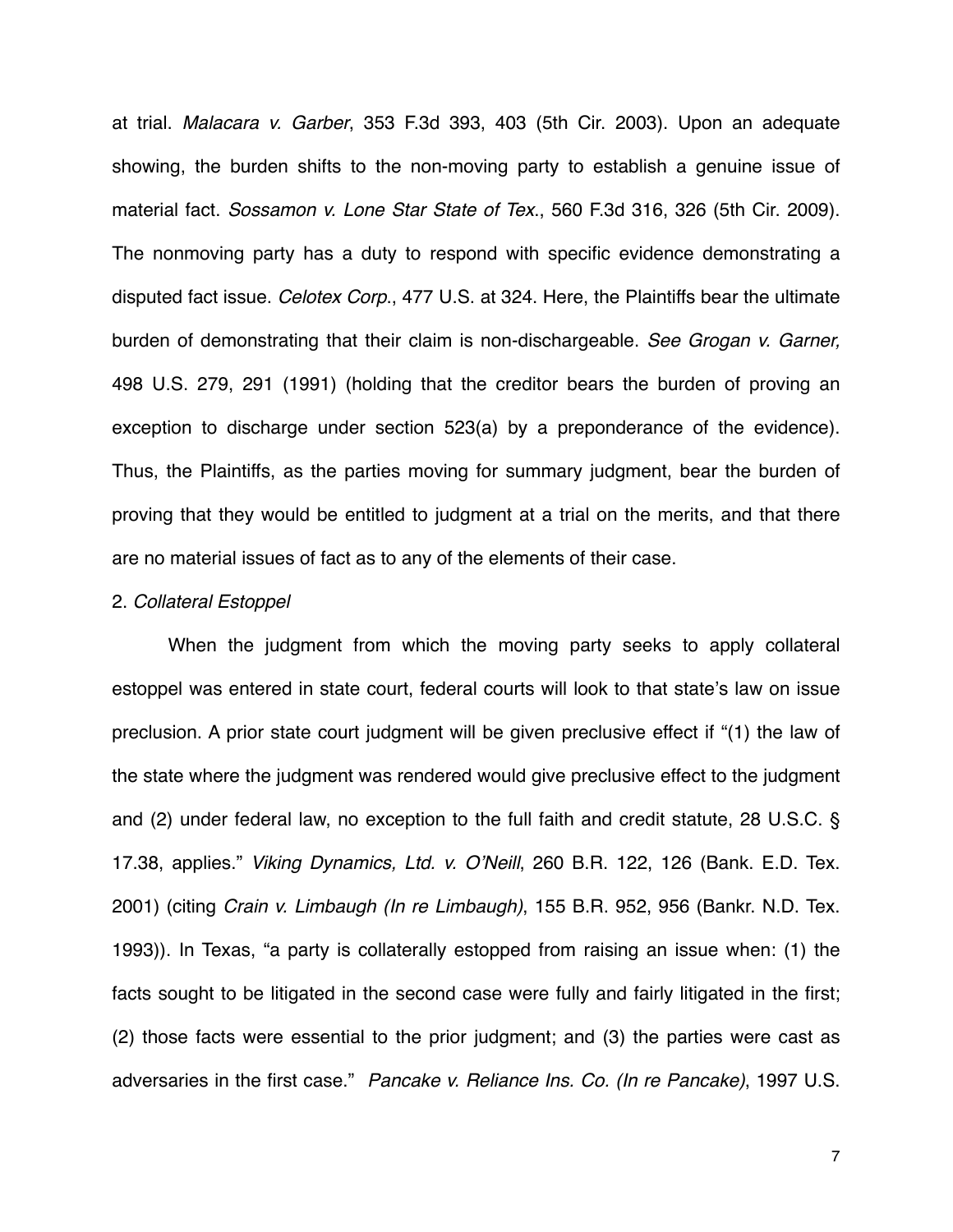at trial. *Malacara v. Garber*, 353 F.3d 393, 403 (5th Cir. 2003). Upon an adequate showing, the burden shifts to the non-moving party to establish a genuine issue of material fact. *Sossamon v. Lone Star State of Tex*., 560 F.3d 316, 326 (5th Cir. 2009). The nonmoving party has a duty to respond with specific evidence demonstrating a disputed fact issue. *Celotex Corp*., 477 U.S. at 324. Here, the Plaintiffs bear the ultimate burden of demonstrating that their claim is non-dischargeable. *See Grogan v. Garner,* 498 U.S. 279, 291 (1991) (holding that the creditor bears the burden of proving an exception to discharge under section 523(a) by a preponderance of the evidence). Thus, the Plaintiffs, as the parties moving for summary judgment, bear the burden of proving that they would be entitled to judgment at a trial on the merits, and that there are no material issues of fact as to any of the elements of their case.

2. *Collateral Estoppel*

When the judgment from which the moving party seeks to apply collateral estoppel was entered in state court, federal courts will look to that state's law on issue preclusion. A prior state court judgment will be given preclusive effect if "(1) the law of the state where the judgment was rendered would give preclusive effect to the judgment and (2) under federal law, no exception to the full faith and credit statute, 28 U.S.C. § 17.38, applies." *Viking Dynamics, Ltd. v. O'Neill*, 260 B.R. 122, 126 (Bank. E.D. Tex. 2001) (citing *Crain v. Limbaugh (In re Limbaugh)*, 155 B.R. 952, 956 (Bankr. N.D. Tex. 1993)). In Texas, "a party is collaterally estopped from raising an issue when: (1) the facts sought to be litigated in the second case were fully and fairly litigated in the first; (2) those facts were essential to the prior judgment; and (3) the parties were cast as adversaries in the first case." *Pancake v. Reliance Ins. Co. (In re Pancake)*, 1997 U.S.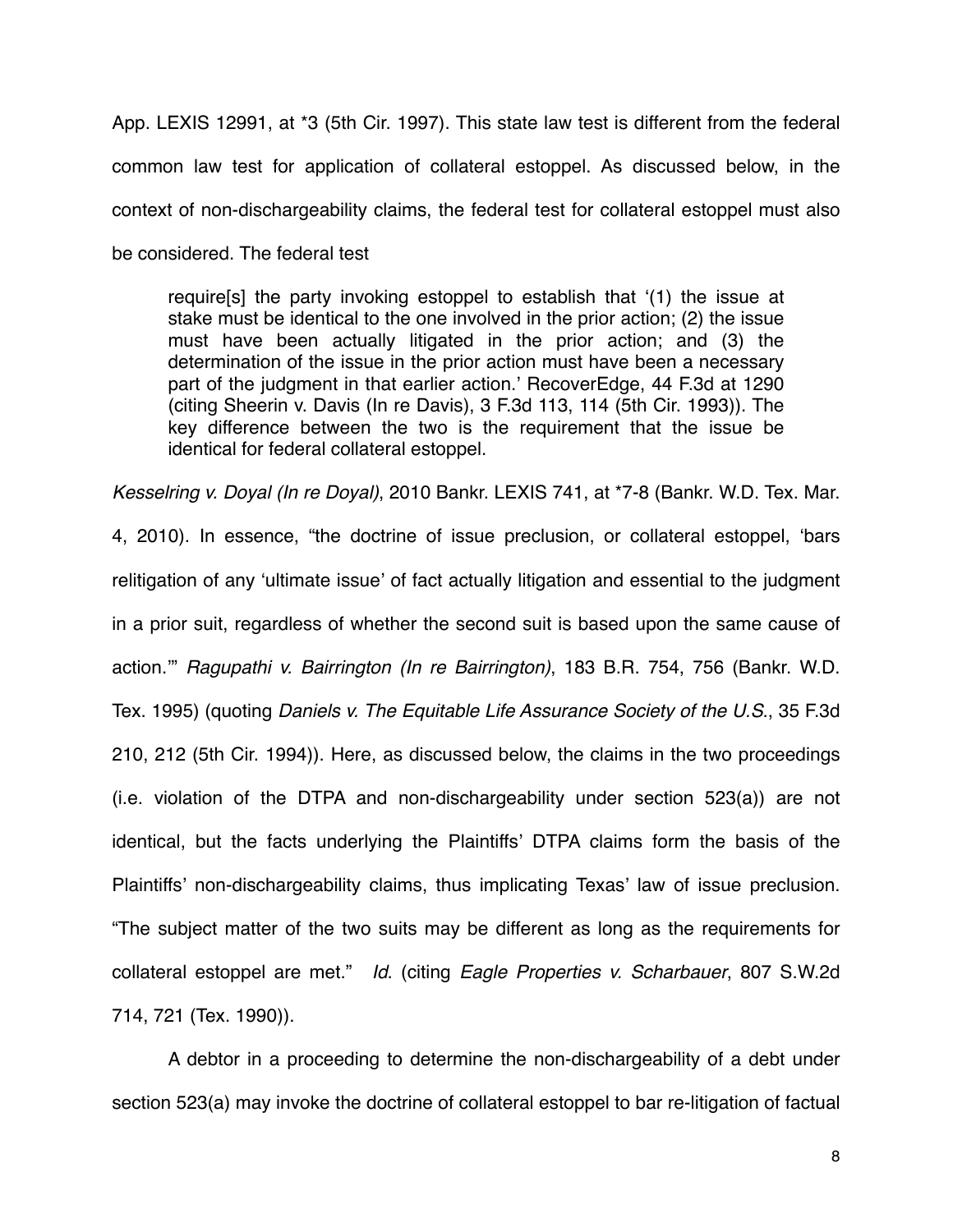App. LEXIS 12991, at *3 (5th Cir. 1997). This state law test is different from the federal common law test for application of collateral estoppel. As discussed below, in the context of non-dischargeability claims, the federal test for collateral estoppel must also be considered. The federal test

> require[s] the party invoking estoppel to establish that '(1) the issue at stake must be identical to the one involved in the prior action; (2) the issue must have been actually litigated in the prior action; and (3) the determination of the issue in the prior action must have been a necessary part of the judgment in that earlier action.' RecoverEdge, 44 F.3d at 1290 (citing Sheerin v. Davis (In re Davis), 3 F.3d 113, 114 (5th Cir. 1993)). The key difference between the two is the requirement that the issue be identical for federal collateral estoppel.

*Kesselring v. Doyal (In re Doyal)*, 2010 Bankr. LEXIS 741, at *7-8 (Bankr. W.D. Tex. Mar. 4, 2010). In essence, "the doctrine of issue preclusion, or collateral estoppel, 'bars relitigation of any 'ultimate issue' of fact actually litigation and essential to the judgment in a prior suit, regardless of whether the second suit is based upon the same cause of action.'" *Ragupathi v. Bairrington (In re Bairrington)*, 183 B.R. 754, 756 (Bankr. W.D. Tex. 1995) (quoting *Daniels v. The Equitable Life Assurance Society of the U.S.*, 35 F.3d 210, 212 (5th Cir. 1994)). Here, as discussed below, the claims in the two proceedings (i.e. violation of the DTPA and non-dischargeability under section 523(a)) are not identical, but the facts underlying the Plaintiffs' DTPA claims form the basis of the Plaintiffs' non-dischargeability claims, thus implicating Texas' law of issue preclusion. "The subject matter of the two suits may be different as long as the requirements for collateral estoppel are met." *Id.* (citing *Eagle Properties v. Scharbauer*, 807 S.W.2d 714, 721 (Tex. 1990)).

A debtor in a proceeding to determine the non-dischargeability of a debt under section 523(a) may invoke the doctrine of collateral estoppel to bar re-litigation of factual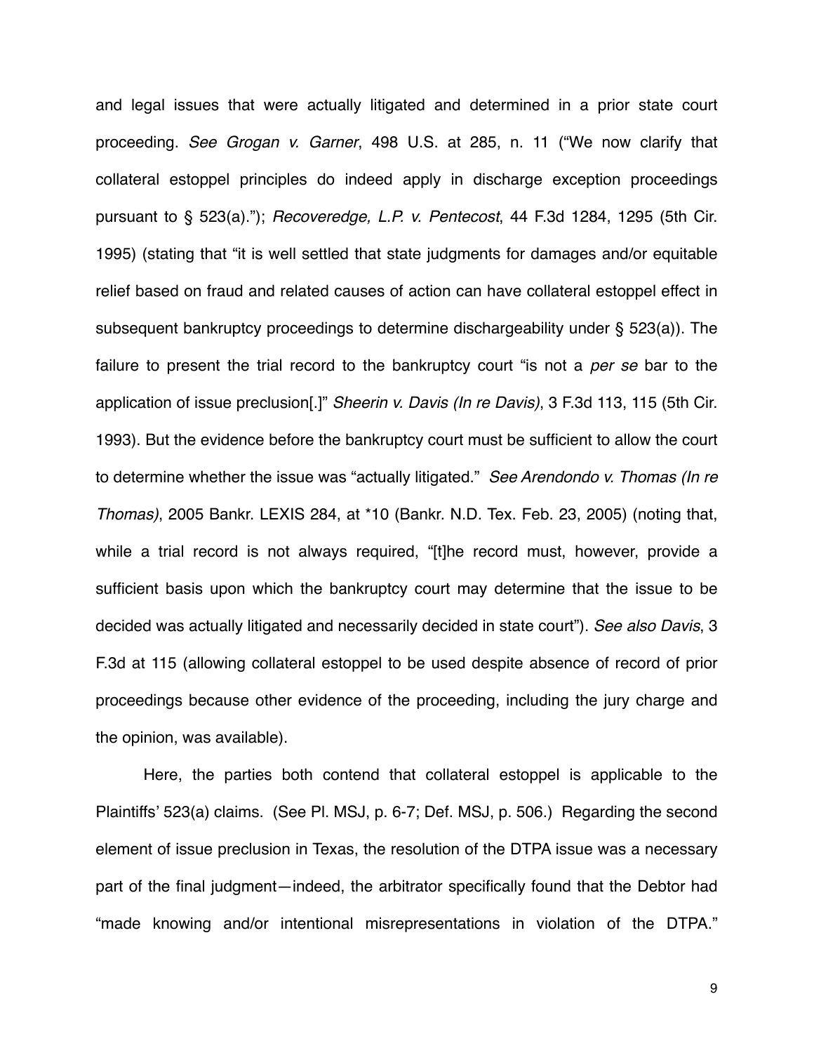and legal issues that were actually litigated and determined in a prior state court proceeding. *See Grogan v. Garner*, 498 U.S. at 285, n. 11 ("We now clarify that collateral estoppel principles do indeed apply in discharge exception proceedings pursuant to § 523(a)."); *Recoveredge, L.P. v. Pentecost*, 44 F.3d 1284, 1295 (5th Cir. 1995) (stating that "it is well settled that state judgments for damages and/or equitable relief based on fraud and related causes of action can have collateral estoppel effect in subsequent bankruptcy proceedings to determine dischargeability under § 523(a)). The failure to present the trial record to the bankruptcy court "is not a *per se* bar to the application of issue preclusion[.]" *Sheerin v. Davis (In re Davis)*, 3 F.3d 113, 115 (5th Cir. 1993). But the evidence before the bankruptcy court must be sufficient to allow the court to determine whether the issue was "actually litigated." *See Arendondo v. Thomas (In re Thomas)*, 2005 Bankr. LEXIS 284, at *10 (Bankr. N.D. Tex. Feb. 23, 2005) (noting that, while a trial record is not always required, "[t]he record must, however, provide a sufficient basis upon which the bankruptcy court may determine that the issue to be decided was actually litigated and necessarily decided in state court"). *See also Davis*, 3 F.3d at 115 (allowing collateral estoppel to be used despite absence of record of prior proceedings because other evidence of the proceeding, including the jury charge and the opinion, was available).

Here, the parties both contend that collateral estoppel is applicable to the Plaintiffs' 523(a) claims. (See Pl. MSJ, p. 6-7; Def. MSJ, p. 506.) Regarding the second element of issue preclusion in Texas, the resolution of the DTPA issue was a necessary part of the final judgment—indeed, the arbitrator specifically found that the Debtor had "made knowing and/or intentional misrepresentations in violation of the DTPA."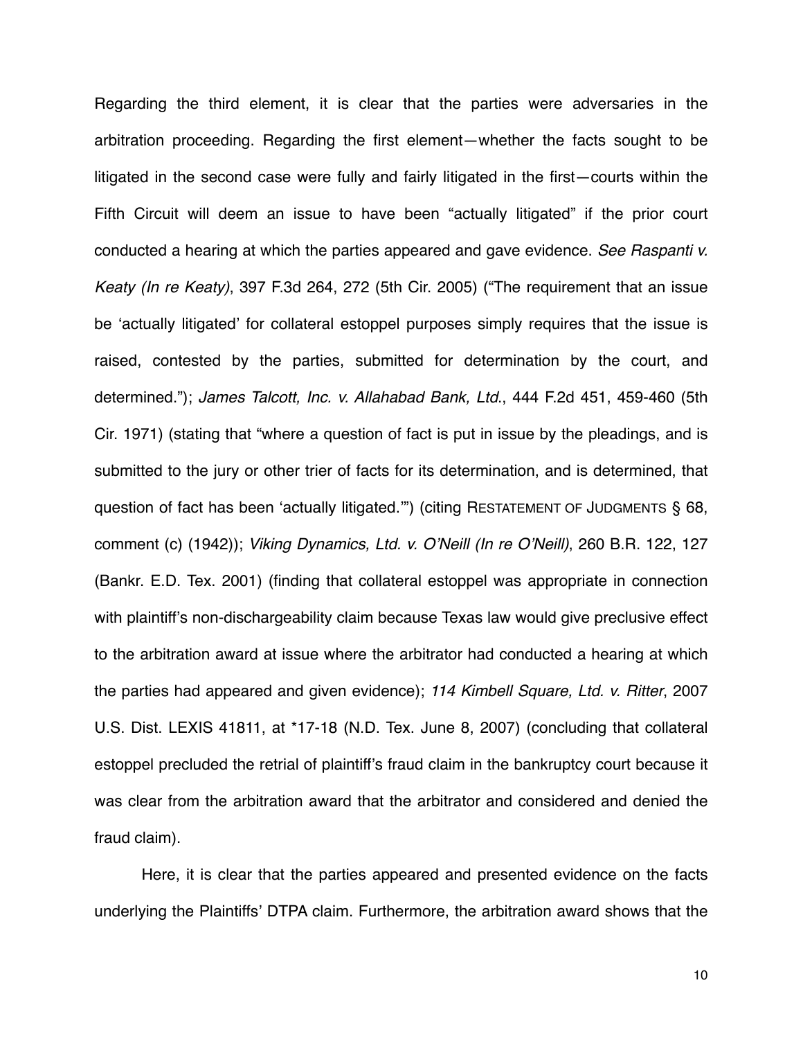Regarding the third element, it is clear that the parties were adversaries in the arbitration proceeding. Regarding the first element—whether the facts sought to be litigated in the second case were fully and fairly litigated in the first—courts within the Fifth Circuit will deem an issue to have been "actually litigated" if the prior court conducted a hearing at which the parties appeared and gave evidence. *See Raspanti v. Keaty (In re Keaty)*, 397 F.3d 264, 272 (5th Cir. 2005) ("The requirement that an issue be 'actually litigated' for collateral estoppel purposes simply requires that the issue is raised, contested by the parties, submitted for determination by the court, and determined."); *James Talcott, Inc. v. Allahabad Bank, Ltd.*, 444 F.2d 451, 459-460 (5th Cir. 1971) (stating that "where a question of fact is put in issue by the pleadings, and is submitted to the jury or other trier of facts for its determination, and is determined, that question of fact has been 'actually litigated.'") (citing RESTATEMENT OF JUDGMENTS § 68, comment (c) (1942)); *Viking Dynamics, Ltd. v. O'Neill (In re O'Neill)*, 260 B.R. 122, 127 (Bankr. E.D. Tex. 2001) (finding that collateral estoppel was appropriate in connection with plaintiff's non-dischargeability claim because Texas law would give preclusive effect to the arbitration award at issue where the arbitrator had conducted a hearing at which the parties had appeared and given evidence); *114 Kimbell Square, Ltd. v. Ritter*, 2007 U.S. Dist. LEXIS 41811, at *17-18 (N.D. Tex. June 8, 2007) (concluding that collateral estoppel precluded the retrial of plaintiff's fraud claim in the bankruptcy court because it was clear from the arbitration award that the arbitrator and considered and denied the fraud claim).

Here, it is clear that the parties appeared and presented evidence on the facts underlying the Plaintiffs' DTPA claim. Furthermore, the arbitration award shows that the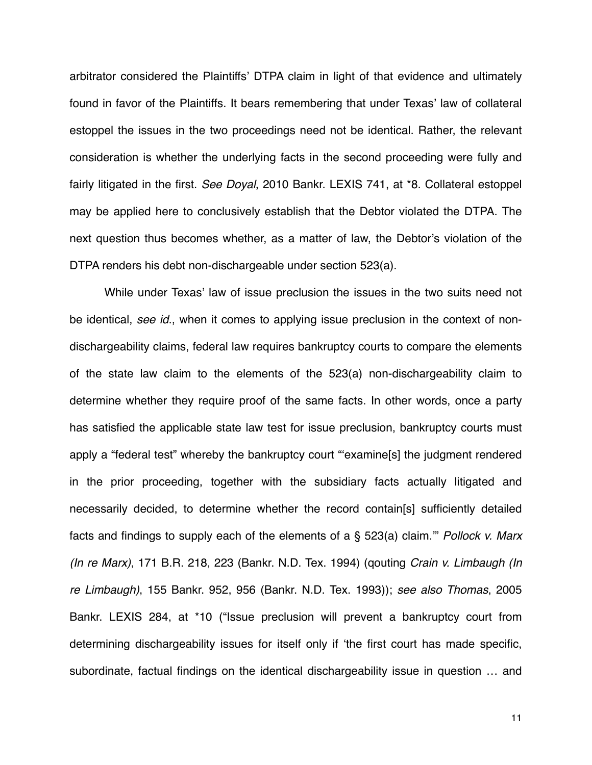arbitrator considered the Plaintiffs' DTPA claim in light of that evidence and ultimately found in favor of the Plaintiffs. It bears remembering that under Texas' law of collateral estoppel the issues in the two proceedings need not be identical. Rather, the relevant consideration is whether the underlying facts in the second proceeding were fully and fairly litigated in the first. *See Doyal*, 2010 Bankr. LEXIS 741, at *8. Collateral estoppel may be applied here to conclusively establish that the Debtor violated the DTPA. The next question thus becomes whether, as a matter of law, the Debtor's violation of the DTPA renders his debt non-dischargeable under section 523(a).

While under Texas' law of issue preclusion the issues in the two suits need not be identical, *see id.*, when it comes to applying issue preclusion in the context of non-dischargeability claims, federal law requires bankruptcy courts to compare the elements of the state law claim to the elements of the 523(a) non-dischargeability claim to determine whether they require proof of the same facts. In other words, once a party has satisfied the applicable state law test for issue preclusion, bankruptcy courts must apply a "federal test" whereby the bankruptcy court "'examine[s] the judgment rendered in the prior proceeding, together with the subsidiary facts actually litigated and necessarily decided, to determine whether the record contain[s] sufficiently detailed facts and findings to supply each of the elements of a § 523(a) claim.'" *Pollock v. Marx (In re Marx)*, 171 B.R. 218, 223 (Bankr. N.D. Tex. 1994) (qouting *Crain v. Limbaugh (In re Limbaugh)*, 155 Bankr. 952, 956 (Bankr. N.D. Tex. 1993)); *see also Thomas*, 2005 Bankr. LEXIS 284, at *10 ("Issue preclusion will prevent a bankruptcy court from determining dischargeability issues for itself only if 'the first court has made specific, subordinate, factual findings on the identical dischargeability issue in question … and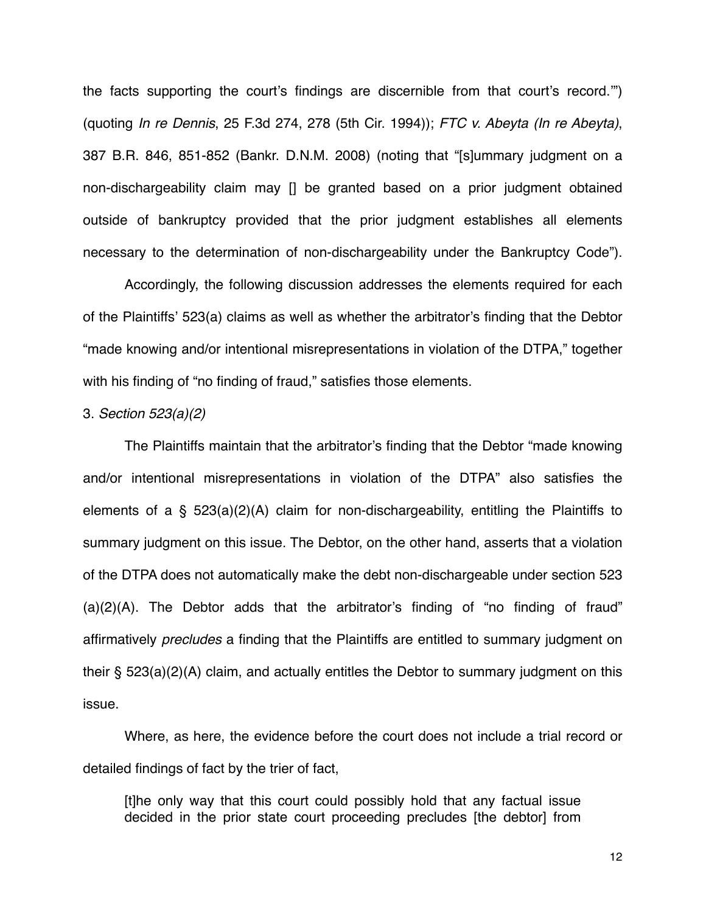the facts supporting the court's findings are discernible from that court's record.'") (quoting *In re Dennis*, 25 F.3d 274, 278 (5th Cir. 1994)); *FTC v. Abeyta (In re Abeyta)*, 387 B.R. 846, 851-852 (Bankr. D.N.M. 2008) (noting that "[s]ummary judgment on a non-dischargeability claim may [] be granted based on a prior judgment obtained outside of bankruptcy provided that the prior judgment establishes all elements necessary to the determination of non-dischargeability under the Bankruptcy Code").

Accordingly, the following discussion addresses the elements required for each of the Plaintiffs' 523(a) claims as well as whether the arbitrator's finding that the Debtor "made knowing and/or intentional misrepresentations in violation of the DTPA," together with his finding of "no finding of fraud," satisfies those elements.

3. *Section 523(a)(2)*

The Plaintiffs maintain that the arbitrator's finding that the Debtor "made knowing and/or intentional misrepresentations in violation of the DTPA" also satisfies the elements of a § 523(a)(2)(A) claim for non-dischargeability, entitling the Plaintiffs to summary judgment on this issue. The Debtor, on the other hand, asserts that a violation of the DTPA does not automatically make the debt non-dischargeable under section 523 (a)(2)(A). The Debtor adds that the arbitrator's finding of "no finding of fraud" affirmatively *precludes* a finding that the Plaintiffs are entitled to summary judgment on their § 523(a)(2)(A) claim, and actually entitles the Debtor to summary judgment on this issue.

Where, as here, the evidence before the court does not include a trial record or detailed findings of fact by the trier of fact,

> [t]he only way that this court could possibly hold that any factual issue decided in the prior state court proceeding precludes [the debtor] from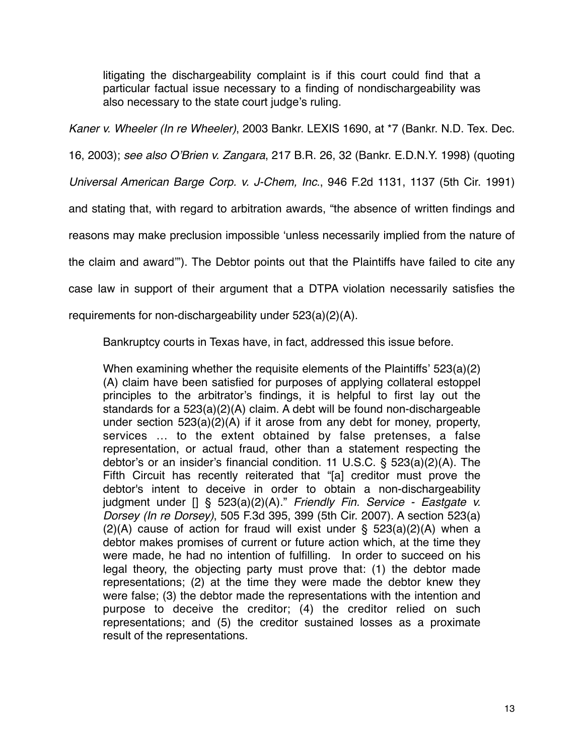> litigating the dischargeability complaint is if this court could find that a particular factual issue necessary to a finding of nondischargeability was also necessary to the state court judge's ruling.

*Kaner v. Wheeler (In re Wheeler)*, 2003 Bankr. LEXIS 1690, at *7 (Bankr. N.D. Tex. Dec. 16, 2003); *see also O'Brien v. Zangara*, 217 B.R. 26, 32 (Bankr. E.D.N.Y. 1998) (quoting *Universal American Barge Corp. v. J-Chem, Inc.*, 946 F.2d 1131, 1137 (5th Cir. 1991) and stating that, with regard to arbitration awards, "the absence of written findings and reasons may make preclusion impossible 'unless necessarily implied from the nature of the claim and award'"). The Debtor points out that the Plaintiffs have failed to cite any case law in support of their argument that a DTPA violation necessarily satisfies the requirements for non-dischargeability under 523(a)(2)(A).

Bankruptcy courts in Texas have, in fact, addressed this issue before.

> When examining whether the requisite elements of the Plaintiffs' 523(a)(2)(A) claim have been satisfied for purposes of applying collateral estoppel principles to the arbitrator's findings, it is helpful to first lay out the standards for a 523(a)(2)(A) claim. A debt will be found non-dischargeable under section 523(a)(2)(A) if it arose from any debt for money, property, services … to the extent obtained by false pretenses, a false representation, or actual fraud, other than a statement respecting the debtor's or an insider's financial condition. 11 U.S.C. § 523(a)(2)(A). The Fifth Circuit has recently reiterated that "[a] creditor must prove the debtor's intent to deceive in order to obtain a non-dischargeability judgment under [] § 523(a)(2)(A)." *Friendly Fin. Service - Eastgate v. Dorsey (In re Dorsey)*, 505 F.3d 395, 399 (5th Cir. 2007). A section 523(a)(2)(A) cause of action for fraud will exist under § 523(a)(2)(A) when a debtor makes promises of current or future action which, at the time they were made, he had no intention of fulfilling. In order to succeed on his legal theory, the objecting party must prove that: (1) the debtor made representations; (2) at the time they were made the debtor knew they were false; (3) the debtor made the representations with the intention and purpose to deceive the creditor; (4) the creditor relied on such representations; and (5) the creditor sustained losses as a proximate result of the representations.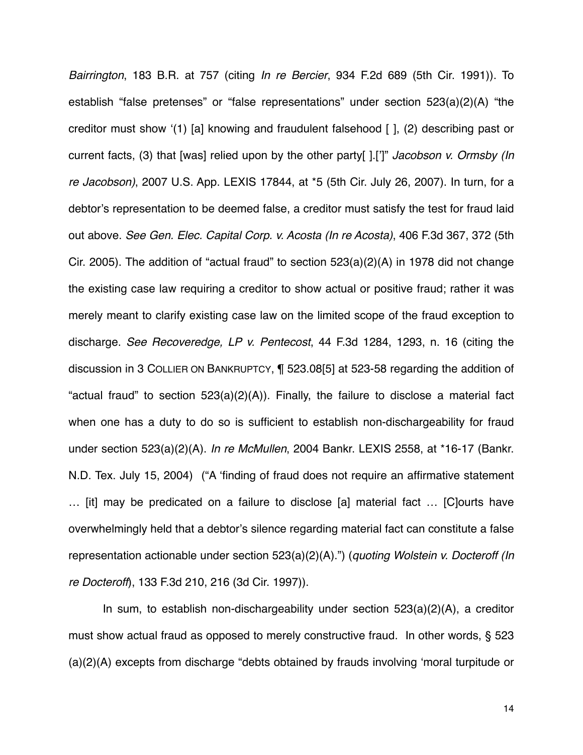*Bairrington*, 183 B.R. at 757 (citing *In re Bercier*, 934 F.2d 689 (5th Cir. 1991)). To establish "false pretenses" or "false representations" under section 523(a)(2)(A) "the creditor must show '(1) [a] knowing and fraudulent falsehood [ ], (2) describing past or current facts, (3) that [was] relied upon by the other party[ ].[']" *Jacobson v. Ormsby (In re Jacobson)*, 2007 U.S. App. LEXIS 17844, at *5 (5th Cir. July 26, 2007). In turn, for a debtor's representation to be deemed false, a creditor must satisfy the test for fraud laid out above. *See Gen. Elec. Capital Corp. v. Acosta (In re Acosta)*, 406 F.3d 367, 372 (5th Cir. 2005). The addition of "actual fraud" to section 523(a)(2)(A) in 1978 did not change the existing case law requiring a creditor to show actual or positive fraud; rather it was merely meant to clarify existing case law on the limited scope of the fraud exception to discharge. *See Recoveredge, LP v. Pentecost*, 44 F.3d 1284, 1293, n. 16 (citing the discussion in 3 COLLIER ON BANKRUPTCY, ¶ 523.08[5] at 523-58 regarding the addition of "actual fraud" to section 523(a)(2)(A)). Finally, the failure to disclose a material fact when one has a duty to do so is sufficient to establish non-dischargeability for fraud under section 523(a)(2)(A). *In re McMullen*, 2004 Bankr. LEXIS 2558, at *16-17 (Bankr. N.D. Tex. July 15, 2004) ("A 'finding of fraud does not require an affirmative statement … [it] may be predicated on a failure to disclose [a] material fact … [C]ourts have overwhelmingly held that a debtor's silence regarding material fact can constitute a false representation actionable under section 523(a)(2)(A).") (*quoting Wolstein v. Docteroff (In re Docteroff*), 133 F.3d 210, 216 (3d Cir. 1997)).

In sum, to establish non-dischargeability under section 523(a)(2)(A), a creditor must show actual fraud as opposed to merely constructive fraud. In other words, § 523 (a)(2)(A) excepts from discharge "debts obtained by frauds involving 'moral turpitude or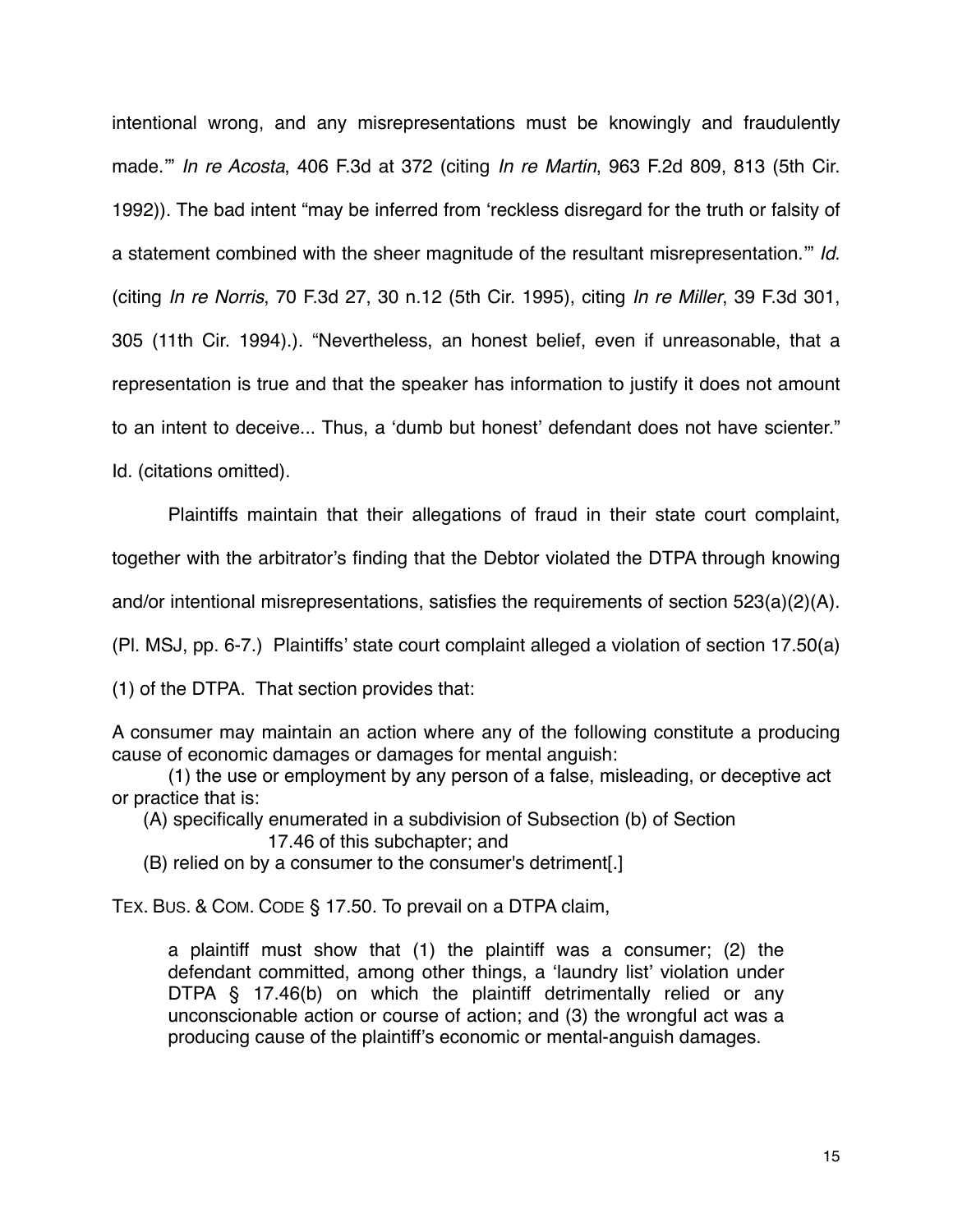intentional wrong, and any misrepresentations must be knowingly and fraudulently made.'" *In re Acosta*, 406 F.3d at 372 (citing *In re Martin*, 963 F.2d 809, 813 (5th Cir. 1992)). The bad intent "may be inferred from 'reckless disregard for the truth or falsity of a statement combined with the sheer magnitude of the resultant misrepresentation.'" *Id*. (citing *In re Norris*, 70 F.3d 27, 30 n.12 (5th Cir. 1995), citing *In re Miller*, 39 F.3d 301, 305 (11th Cir. 1994).). "Nevertheless, an honest belief, even if unreasonable, that a representation is true and that the speaker has information to justify it does not amount to an intent to deceive... Thus, a 'dumb but honest' defendant does not have scienter." Id. (citations omitted).

Plaintiffs maintain that their allegations of fraud in their state court complaint, together with the arbitrator's finding that the Debtor violated the DTPA through knowing and/or intentional misrepresentations, satisfies the requirements of section 523(a)(2)(A). (Pl. MSJ, pp. 6-7.) Plaintiffs' state court complaint alleged a violation of section 17.50(a)(1) of the DTPA. That section provides that:

A consumer may maintain an action where any of the following constitute a producing cause of economic damages or damages for mental anguish:

(1) the use or employment by any person of a false, misleading, or deceptive act or practice that is:

(A) specifically enumerated in a subdivision of Subsection (b) of Section 17.46 of this subchapter; and

(B) relied on by a consumer to the consumer's detriment[.]

TEX. BUS. & COM. CODE § 17.50. To prevail on a DTPA claim,

> a plaintiff must show that (1) the plaintiff was a consumer; (2) the defendant committed, among other things, a 'laundry list' violation under DTPA § 17.46(b) on which the plaintiff detrimentally relied or any unconscionable action or course of action; and (3) the wrongful act was a producing cause of the plaintiff's economic or mental-anguish damages.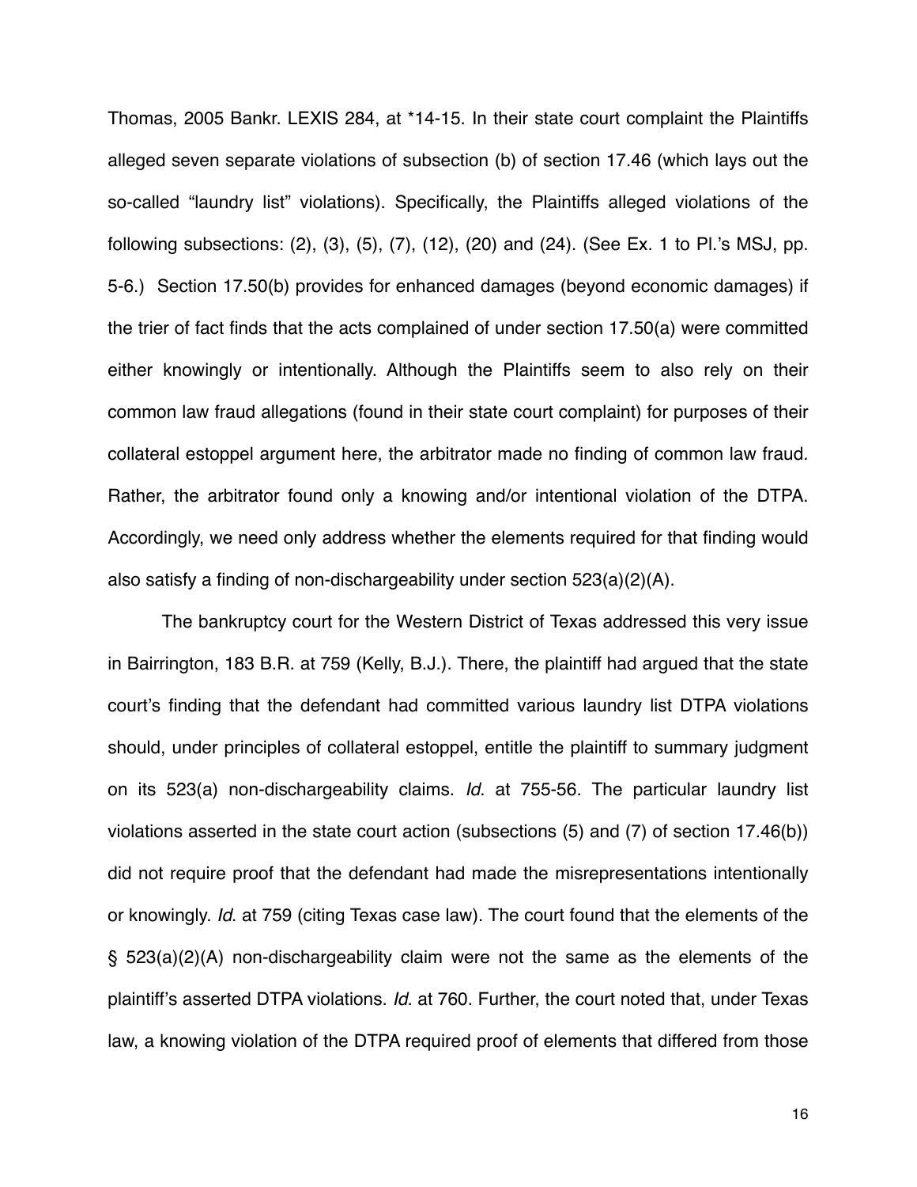Thomas, 2005 Bankr. LEXIS 284, at *14-15. In their state court complaint the Plaintiffs alleged seven separate violations of subsection (b) of section 17.46 (which lays out the so-called "laundry list" violations). Specifically, the Plaintiffs alleged violations of the following subsections: (2), (3), (5), (7), (12), (20) and (24). (See Ex. 1 to Pl.'s MSJ, pp. 5-6.) Section 17.50(b) provides for enhanced damages (beyond economic damages) if the trier of fact finds that the acts complained of under section 17.50(a) were committed either knowingly or intentionally. Although the Plaintiffs seem to also rely on their common law fraud allegations (found in their state court complaint) for purposes of their collateral estoppel argument here, the arbitrator made no finding of common law fraud. Rather, the arbitrator found only a knowing and/or intentional violation of the DTPA. Accordingly, we need only address whether the elements required for that finding would also satisfy a finding of non-dischargeability under section 523(a)(2)(A).

The bankruptcy court for the Western District of Texas addressed this very issue in Bairrington, 183 B.R. at 759 (Kelly, B.J.). There, the plaintiff had argued that the state court's finding that the defendant had committed various laundry list DTPA violations should, under principles of collateral estoppel, entitle the plaintiff to summary judgment on its 523(a) non-dischargeability claims. *Id.* at 755-56. The particular laundry list violations asserted in the state court action (subsections (5) and (7) of section 17.46(b)) did not require proof that the defendant had made the misrepresentations intentionally or knowingly. *Id.* at 759 (citing Texas case law). The court found that the elements of the § 523(a)(2)(A) non-dischargeability claim were not the same as the elements of the plaintiff's asserted DTPA violations. *Id.* at 760. Further, the court noted that, under Texas law, a knowing violation of the DTPA required proof of elements that differed from those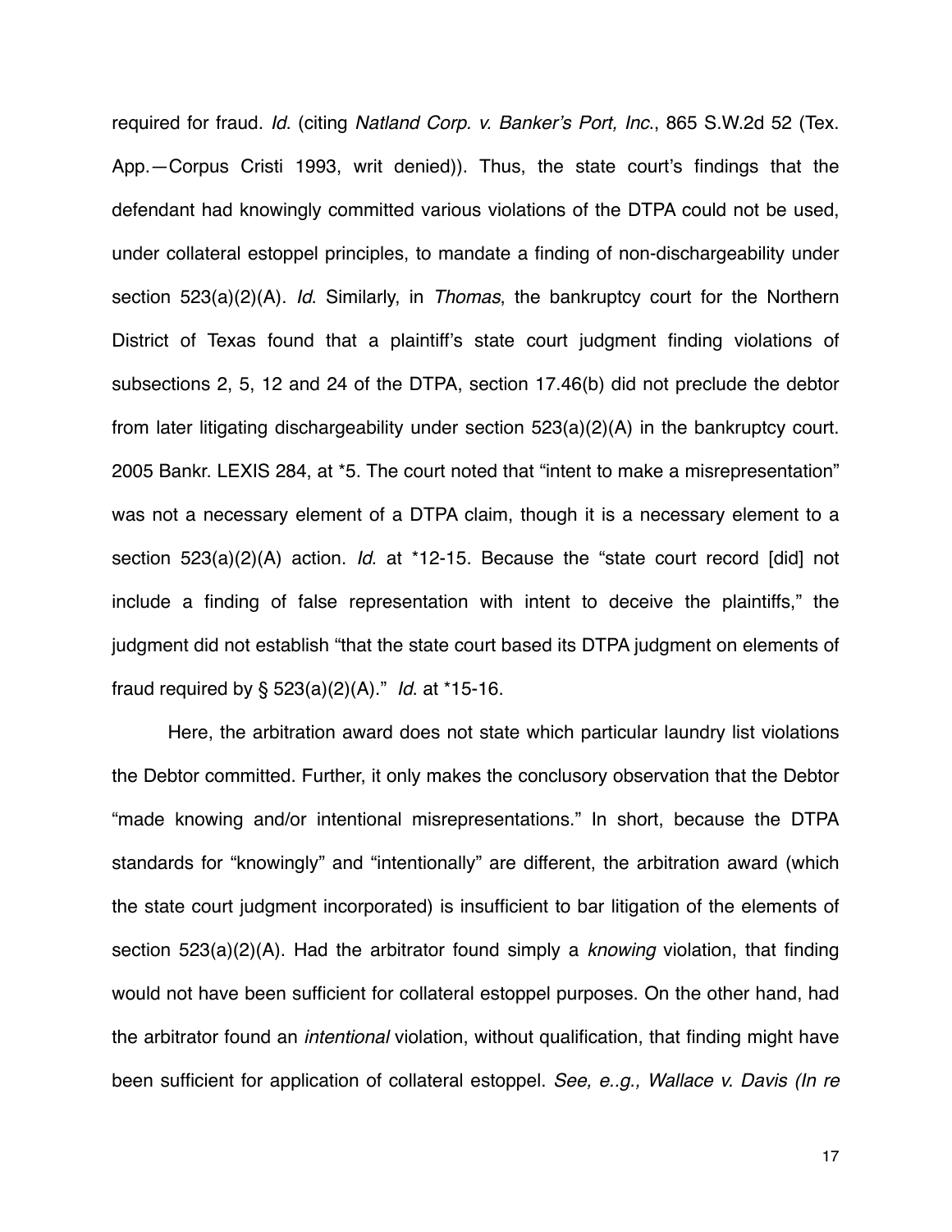required for fraud. *Id*. (citing *Natland Corp. v. Banker's Port, Inc*., 865 S.W.2d 52 (Tex. App.—Corpus Cristi 1993, writ denied)). Thus, the state court's findings that the defendant had knowingly committed various violations of the DTPA could not be used, under collateral estoppel principles, to mandate a finding of non-dischargeability under section 523(a)(2)(A). *Id*. Similarly, in *Thomas*, the bankruptcy court for the Northern District of Texas found that a plaintiff's state court judgment finding violations of subsections 2, 5, 12 and 24 of the DTPA, section 17.46(b) did not preclude the debtor from later litigating dischargeability under section 523(a)(2)(A) in the bankruptcy court. 2005 Bankr. LEXIS 284, at *5. The court noted that "intent to make a misrepresentation" was not a necessary element of a DTPA claim, though it is a necessary element to a section 523(a)(2)(A) action. *Id*. at *12-15. Because the "state court record [did] not include a finding of false representation with intent to deceive the plaintiffs," the judgment did not establish "that the state court based its DTPA judgment on elements of fraud required by § 523(a)(2)(A)." *Id*. at *15-16.

Here, the arbitration award does not state which particular laundry list violations the Debtor committed. Further, it only makes the conclusory observation that the Debtor "made knowing and/or intentional misrepresentations." In short, because the DTPA standards for "knowingly" and "intentionally" are different, the arbitration award (which the state court judgment incorporated) is insufficient to bar litigation of the elements of section 523(a)(2)(A). Had the arbitrator found simply a *knowing* violation, that finding would not have been sufficient for collateral estoppel purposes. On the other hand, had the arbitrator found an *intentional* violation, without qualification, that finding might have been sufficient for application of collateral estoppel. *See, e..g., Wallace v. Davis (In re*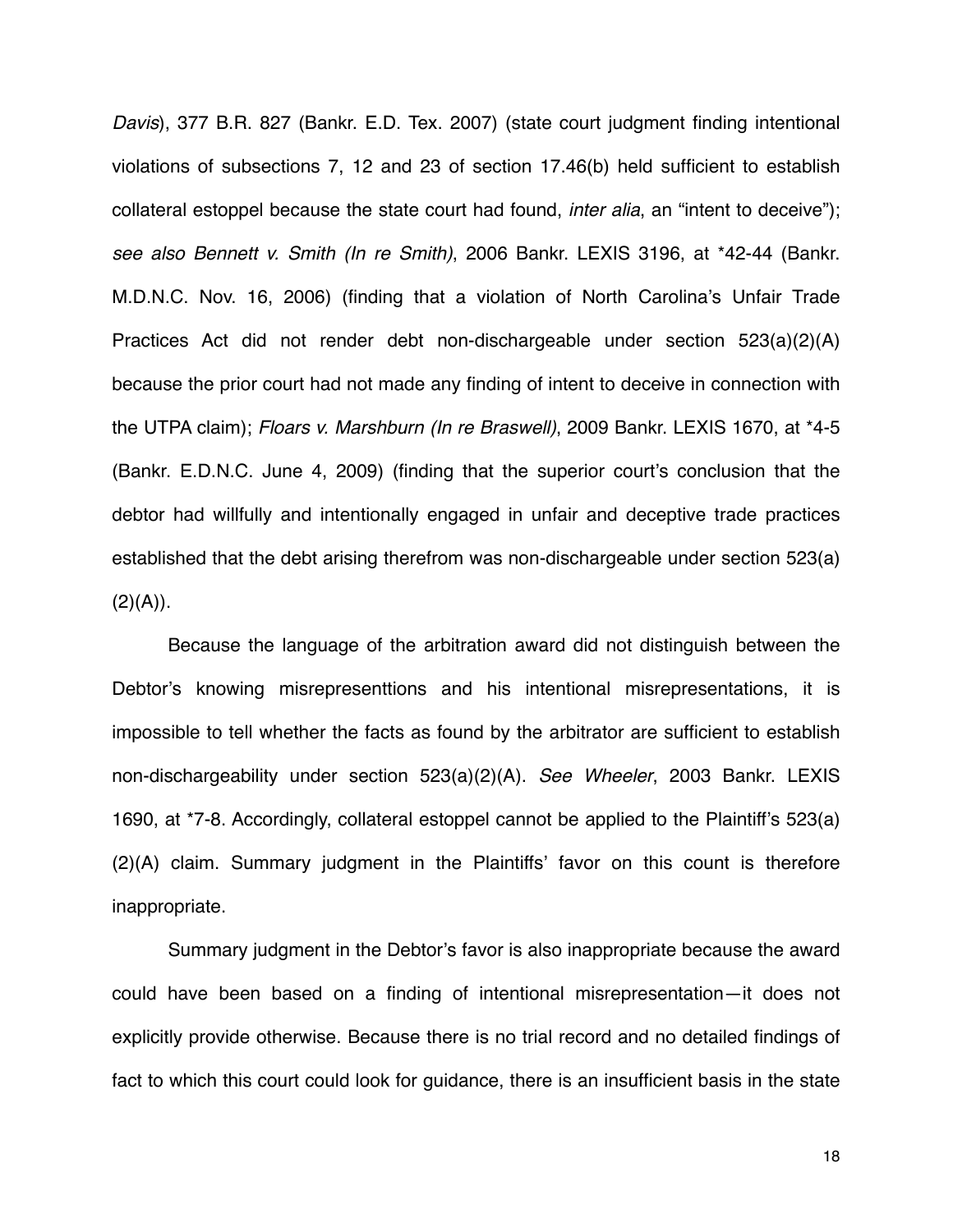*Davis*), 377 B.R. 827 (Bankr. E.D. Tex. 2007) (state court judgment finding intentional violations of subsections 7, 12 and 23 of section 17.46(b) held sufficient to establish collateral estoppel because the state court had found, *inter alia*, an "intent to deceive"); *see also Bennett v. Smith (In re Smith)*, 2006 Bankr. LEXIS 3196, at *42-44 (Bankr. M.D.N.C. Nov. 16, 2006) (finding that a violation of North Carolina's Unfair Trade Practices Act did not render debt non-dischargeable under section 523(a)(2)(A) because the prior court had not made any finding of intent to deceive in connection with the UTPA claim); *Floars v. Marshburn (In re Braswell)*, 2009 Bankr. LEXIS 1670, at *4-5 (Bankr. E.D.N.C. June 4, 2009) (finding that the superior court's conclusion that the debtor had willfully and intentionally engaged in unfair and deceptive trade practices established that the debt arising therefrom was non-dischargeable under section 523(a)(2)(A)).

Because the language of the arbitration award did not distinguish between the Debtor's knowing misrepresenttions and his intentional misrepresentations, it is impossible to tell whether the facts as found by the arbitrator are sufficient to establish non-dischargeability under section 523(a)(2)(A). *See Wheeler*, 2003 Bankr. LEXIS 1690, at *7-8. Accordingly, collateral estoppel cannot be applied to the Plaintiff's 523(a)(2)(A) claim. Summary judgment in the Plaintiffs' favor on this count is therefore inappropriate.

Summary judgment in the Debtor's favor is also inappropriate because the award could have been based on a finding of intentional misrepresentation—it does not explicitly provide otherwise. Because there is no trial record and no detailed findings of fact to which this court could look for guidance, there is an insufficient basis in the state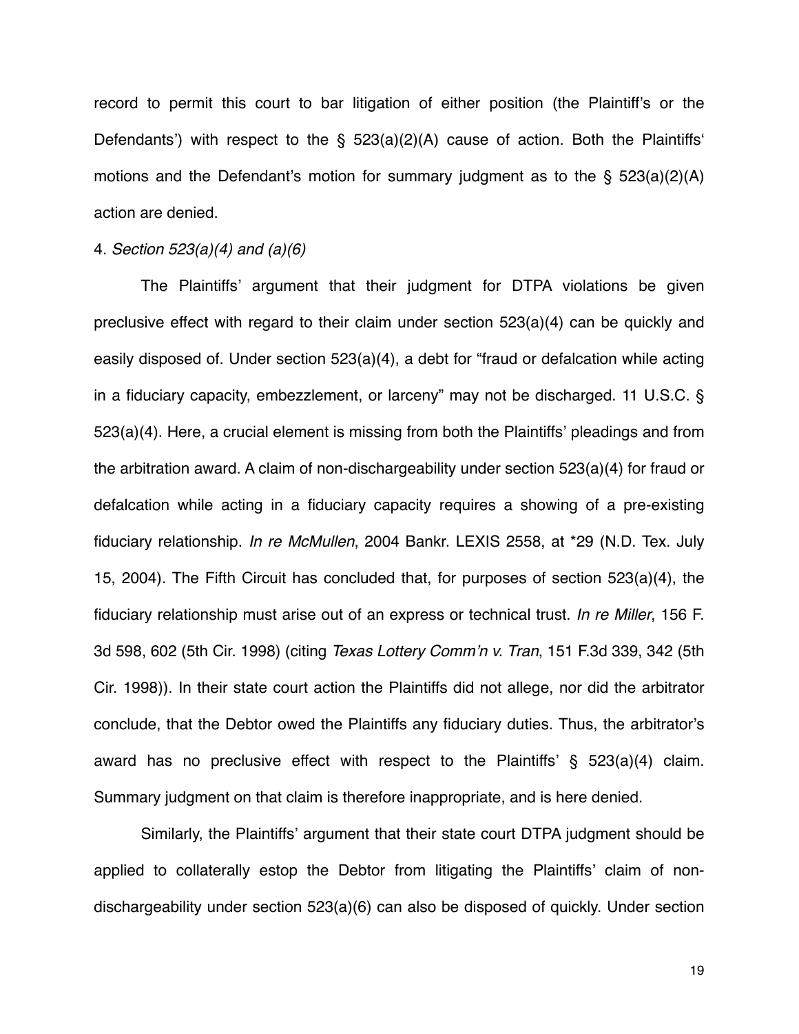record to permit this court to bar litigation of either position (the Plaintiff's or the Defendants') with respect to the § 523(a)(2)(A) cause of action. Both the Plaintiffs' motions and the Defendant's motion for summary judgment as to the § 523(a)(2)(A) action are denied.

4. *Section 523(a)(4) and (a)(6)*

The Plaintiffs' argument that their judgment for DTPA violations be given preclusive effect with regard to their claim under section 523(a)(4) can be quickly and easily disposed of. Under section 523(a)(4), a debt for "fraud or defalcation while acting in a fiduciary capacity, embezzlement, or larceny" may not be discharged. 11 U.S.C. § 523(a)(4). Here, a crucial element is missing from both the Plaintiffs' pleadings and from the arbitration award. A claim of non-dischargeability under section 523(a)(4) for fraud or defalcation while acting in a fiduciary capacity requires a showing of a pre-existing fiduciary relationship. *In re McMullen*, 2004 Bankr. LEXIS 2558, at *29 (N.D. Tex. July 15, 2004). The Fifth Circuit has concluded that, for purposes of section 523(a)(4), the fiduciary relationship must arise out of an express or technical trust. *In re Miller*, 156 F. 3d 598, 602 (5th Cir. 1998) (citing *Texas Lottery Comm'n v. Tran*, 151 F.3d 339, 342 (5th Cir. 1998)). In their state court action the Plaintiffs did not allege, nor did the arbitrator conclude, that the Debtor owed the Plaintiffs any fiduciary duties. Thus, the arbitrator's award has no preclusive effect with respect to the Plaintiffs' § 523(a)(4) claim. Summary judgment on that claim is therefore inappropriate, and is here denied.

Similarly, the Plaintiffs' argument that their state court DTPA judgment should be applied to collaterally estop the Debtor from litigating the Plaintiffs' claim of non-dischargeability under section 523(a)(6) can also be disposed of quickly. Under section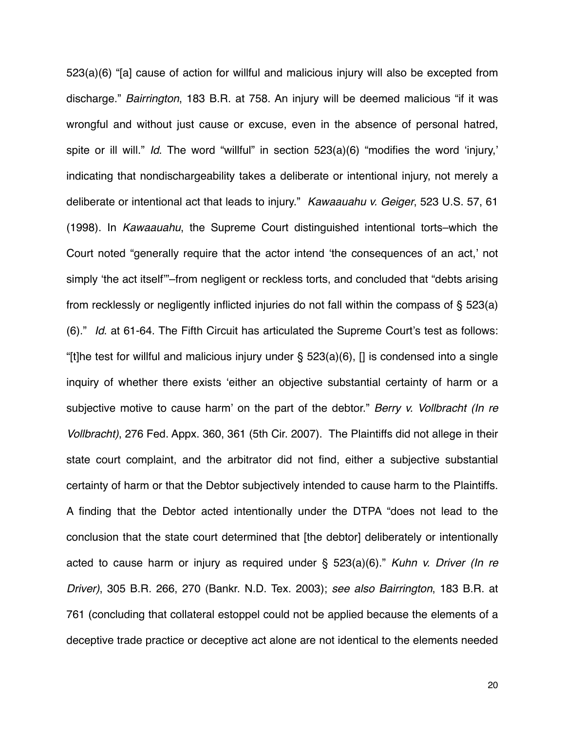523(a)(6) "[a] cause of action for willful and malicious injury will also be excepted from discharge." *Bairrington*, 183 B.R. at 758. An injury will be deemed malicious "if it was wrongful and without just cause or excuse, even in the absence of personal hatred, spite or ill will." *Id*. The word "willful" in section 523(a)(6) "modifies the word 'injury,' indicating that nondischargeability takes a deliberate or intentional injury, not merely a deliberate or intentional act that leads to injury." *Kawaauahu v. Geiger*, 523 U.S. 57, 61 (1998). In *Kawaauahu*, the Supreme Court distinguished intentional torts–which the Court noted "generally require that the actor intend 'the consequences of an act,' not simply 'the act itself'"–from negligent or reckless torts, and concluded that "debts arising from recklessly or negligently inflicted injuries do not fall within the compass of § 523(a)(6)." *Id*. at 61-64. The Fifth Circuit has articulated the Supreme Court's test as follows: "[t]he test for willful and malicious injury under § 523(a)(6), [] is condensed into a single inquiry of whether there exists 'either an objective substantial certainty of harm or a subjective motive to cause harm' on the part of the debtor." *Berry v. Vollbracht (In re Vollbracht)*, 276 Fed. Appx. 360, 361 (5th Cir. 2007). The Plaintiffs did not allege in their state court complaint, and the arbitrator did not find, either a subjective substantial certainty of harm or that the Debtor subjectively intended to cause harm to the Plaintiffs. A finding that the Debtor acted intentionally under the DTPA "does not lead to the conclusion that the state court determined that [the debtor] deliberately or intentionally acted to cause harm or injury as required under § 523(a)(6)." *Kuhn v. Driver (In re Driver)*, 305 B.R. 266, 270 (Bankr. N.D. Tex. 2003); *see also Bairrington*, 183 B.R. at 761 (concluding that collateral estoppel could not be applied because the elements of a deceptive trade practice or deceptive act alone are not identical to the elements needed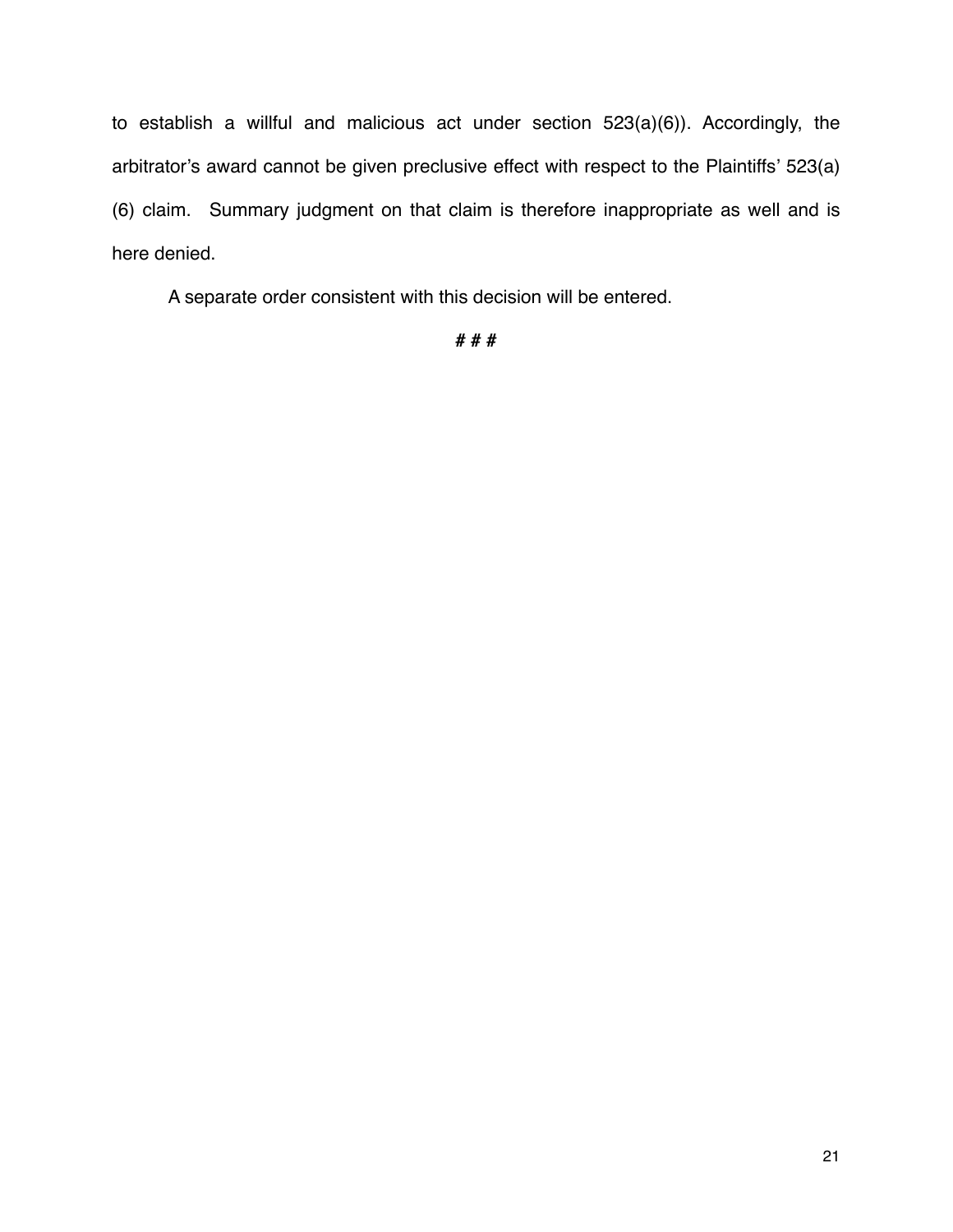to establish a willful and malicious act under section 523(a)(6)). Accordingly, the arbitrator's award cannot be given preclusive effect with respect to the Plaintiffs' 523(a)(6) claim. Summary judgment on that claim is therefore inappropriate as well and is here denied.

A separate order consistent with this decision will be entered.

**# # #**